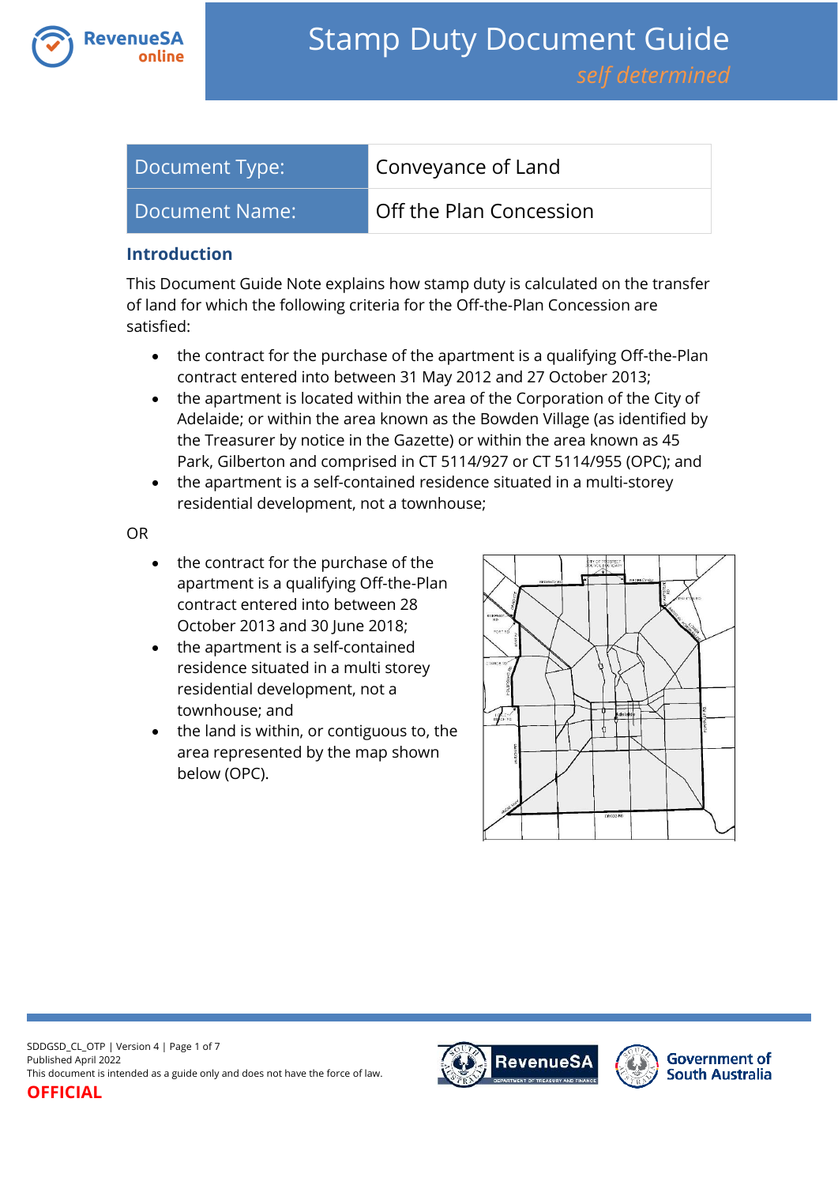# Stamp Duty Document Guide

*self determined*

| Document Type: | Conveyance of Land |
|---|---|
| Document Name: | Off the Plan Concession |

## Introduction

This Document Guide Note explains how stamp duty is calculated on the transfer of land for which the following criteria for the Off-the-Plan Concession are satisfied:

- the contract for the purchase of the apartment is a qualifying Off-the-Plan contract entered into between 31 May 2012 and 27 October 2013;
- the apartment is located within the area of the Corporation of the City of Adelaide; or within the area known as the Bowden Village (as identified by the Treasurer by notice in the Gazette) or within the area known as 45 Park, Gilberton and comprised in CT 5114/927 or CT 5114/955 (OPC); and
- the apartment is a self-contained residence situated in a multi-storey residential development, not a townhouse;

OR

- the contract for the purchase of the apartment is a qualifying Off-the-Plan contract entered into between 28 October 2013 and 30 June 2018;
- the apartment is a self-contained residence situated in a multi storey residential development, not a townhouse; and
- the land is within, or contiguous to, the area represented by the map shown below (OPC).

SDDGSD_CL_OTP | Version 4

Published April 2022

This document is intended as a guide only and does not have the force of law.

**OFFICIAL**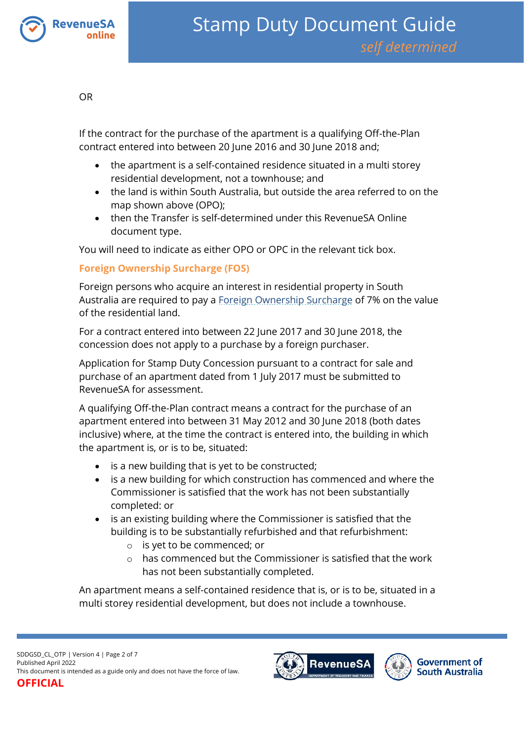OR

If the contract for the purchase of the apartment is a qualifying Off-the-Plan contract entered into between 20 June 2016 and 30 June 2018 and;

- the apartment is a self-contained residence situated in a multi storey residential development, not a townhouse; and
- the land is within South Australia, but outside the area referred to on the map shown above (OPO);
- then the Transfer is self-determined under this RevenueSA Online document type.

You will need to indicate as either OPO or OPC in the relevant tick box.

### Foreign Ownership Surcharge (FOS)

Foreign persons who acquire an interest in residential property in South Australia are required to pay a Foreign Ownership Surcharge of 7% on the value of the residential land.

For a contract entered into between 22 June 2017 and 30 June 2018, the concession does not apply to a purchase by a foreign purchaser.

Application for Stamp Duty Concession pursuant to a contract for sale and purchase of an apartment dated from 1 July 2017 must be submitted to RevenueSA for assessment.

A qualifying Off-the-Plan contract means a contract for the purchase of an apartment entered into between 31 May 2012 and 30 June 2018 (both dates inclusive) where, at the time the contract is entered into, the building in which the apartment is, or is to be, situated:

- is a new building that is yet to be constructed;
- is a new building for which construction has commenced and where the Commissioner is satisfied that the work has not been substantially completed: or
- is an existing building where the Commissioner is satisfied that the building is to be substantially refurbished and that refurbishment:
  - is yet to be commenced; or
  - has commenced but the Commissioner is satisfied that the work has not been substantially completed.

An apartment means a self-contained residence that is, or is to be, situated in a multi storey residential development, but does not include a townhouse.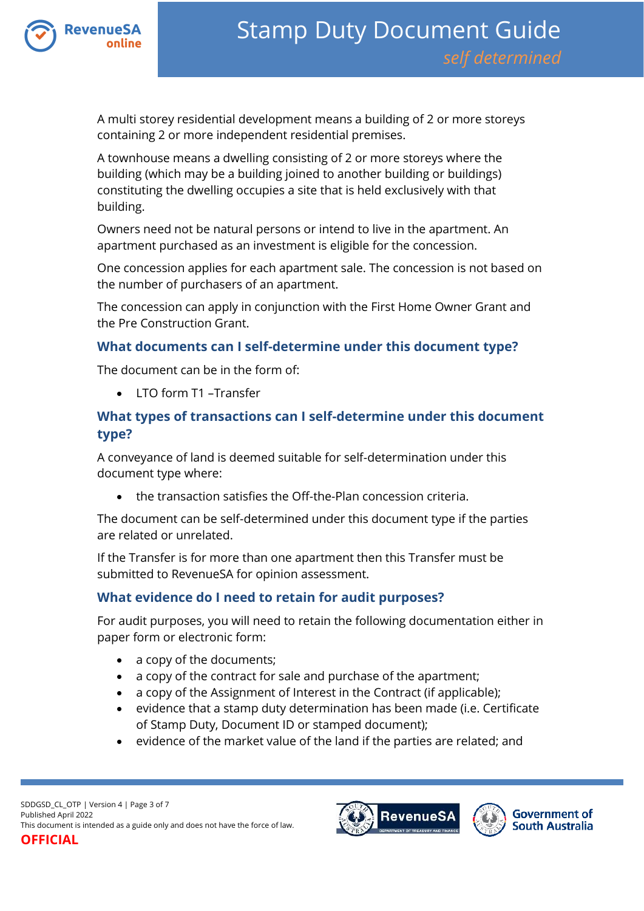A multi storey residential development means a building of 2 or more storeys containing 2 or more independent residential premises.

A townhouse means a dwelling consisting of 2 or more storeys where the building (which may be a building joined to another building or buildings) constituting the dwelling occupies a site that is held exclusively with that building.

Owners need not be natural persons or intend to live in the apartment. An apartment purchased as an investment is eligible for the concession.

One concession applies for each apartment sale. The concession is not based on the number of purchasers of an apartment.

The concession can apply in conjunction with the First Home Owner Grant and the Pre Construction Grant.

## What documents can I self-determine under this document type?

The document can be in the form of:

- LTO form T1 –Transfer

## What types of transactions can I self-determine under this document type?

A conveyance of land is deemed suitable for self-determination under this document type where:

- the transaction satisfies the Off-the-Plan concession criteria.

The document can be self-determined under this document type if the parties are related or unrelated.

If the Transfer is for more than one apartment then this Transfer must be submitted to RevenueSA for opinion assessment.

## What evidence do I need to retain for audit purposes?

For audit purposes, you will need to retain the following documentation either in paper form or electronic form:

- a copy of the documents;
- a copy of the contract for sale and purchase of the apartment;
- a copy of the Assignment of Interest in the Contract (if applicable);
- evidence that a stamp duty determination has been made (i.e. Certificate of Stamp Duty, Document ID or stamped document);
- evidence of the market value of the land if the parties are related; and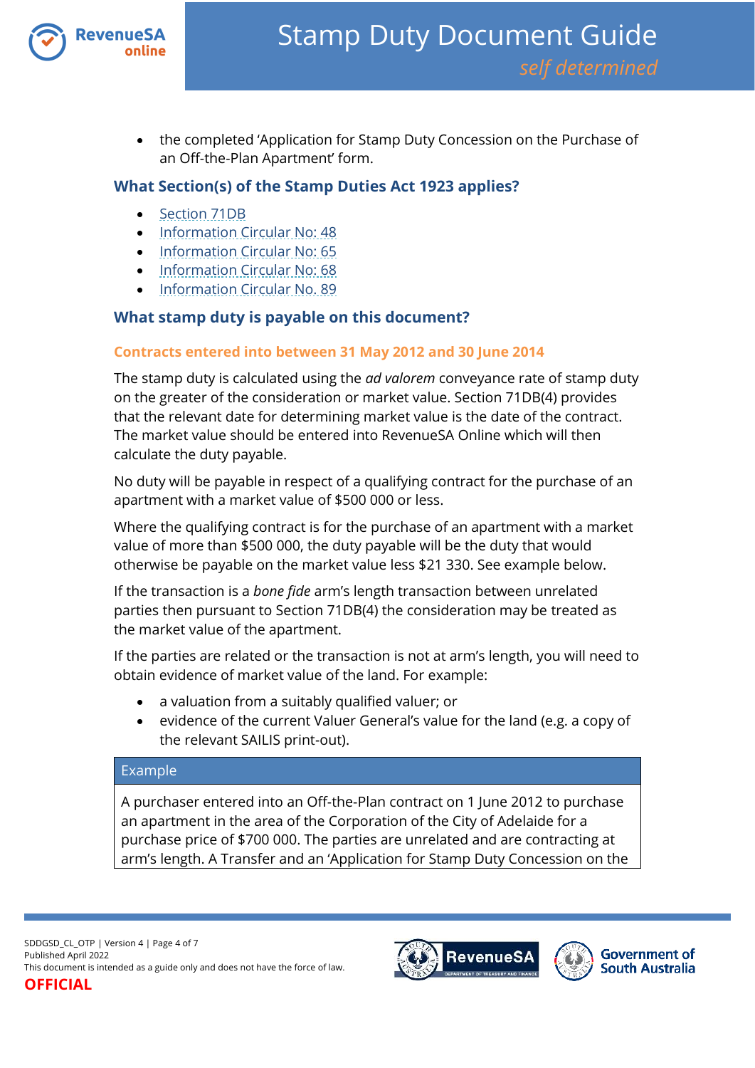- the completed 'Application for Stamp Duty Concession on the Purchase of an Off-the-Plan Apartment' form.

## What Section(s) of the Stamp Duties Act 1923 applies?

- Section 71DB
- Information Circular No: 48
- Information Circular No: 65
- Information Circular No: 68
- Information Circular No. 89

## What stamp duty is payable on this document?

### Contracts entered into between 31 May 2012 and 30 June 2014

The stamp duty is calculated using the *ad valorem* conveyance rate of stamp duty on the greater of the consideration or market value. Section 71DB(4) provides that the relevant date for determining market value is the date of the contract. The market value should be entered into RevenueSA Online which will then calculate the duty payable.

No duty will be payable in respect of a qualifying contract for the purchase of an apartment with a market value of $500 000 or less.

Where the qualifying contract is for the purchase of an apartment with a market value of more than $500 000, the duty payable will be the duty that would otherwise be payable on the market value less $21 330. See example below.

If the transaction is a *bone fide* arm's length transaction between unrelated parties then pursuant to Section 71DB(4) the consideration may be treated as the market value of the apartment.

If the parties are related or the transaction is not at arm's length, you will need to obtain evidence of market value of the land. For example:

- a valuation from a suitably qualified valuer; or
- evidence of the current Valuer General's value for the land (e.g. a copy of the relevant SAILIS print-out).

| Example |
| --- |
| A purchaser entered into an Off-the-Plan contract on 1 June 2012 to purchase an apartment in the area of the Corporation of the City of Adelaide for a purchase price of $700 000. The parties are unrelated and are contracting at arm's length. A Transfer and an 'Application for Stamp Duty Concession on the |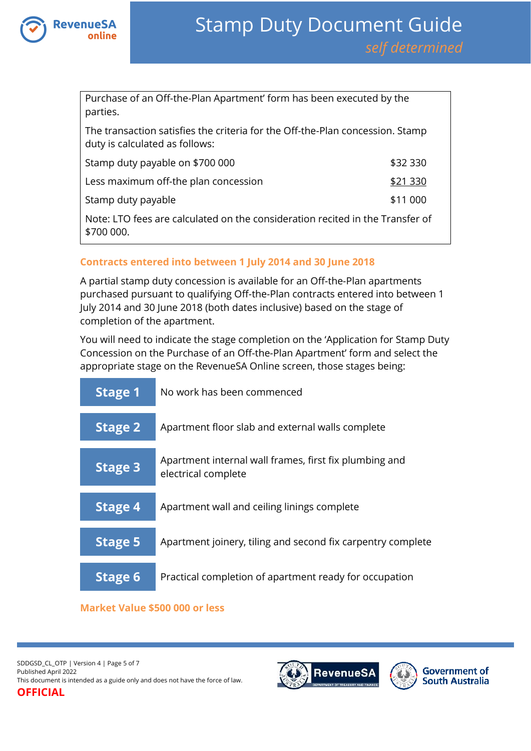Purchase of an Off-the-Plan Apartment' form has been executed by the parties.

The transaction satisfies the criteria for the Off-the-Plan concession. Stamp duty is calculated as follows:

| | |
|---|---|
| Stamp duty payable on $700 000 | $32 330 |
| Less maximum off-the plan concession | $21 330 |
| Stamp duty payable | $11 000 |

Note: LTO fees are calculated on the consideration recited in the Transfer of $700 000.

### Contracts entered into between 1 July 2014 and 30 June 2018

A partial stamp duty concession is available for an Off-the-Plan apartments purchased pursuant to qualifying Off-the-Plan contracts entered into between 1 July 2014 and 30 June 2018 (both dates inclusive) based on the stage of completion of the apartment.

You will need to indicate the stage completion on the 'Application for Stamp Duty Concession on the Purchase of an Off-the-Plan Apartment' form and select the appropriate stage on the RevenueSA Online screen, those stages being:

| | |
|---|---|
| **Stage 1** | No work has been commenced |
| **Stage 2** | Apartment floor slab and external walls complete |
| **Stage 3** | Apartment internal wall frames, first fix plumbing and electrical complete |
| **Stage 4** | Apartment wall and ceiling linings complete |
| **Stage 5** | Apartment joinery, tiling and second fix carpentry complete |
| **Stage 6** | Practical completion of apartment ready for occupation |

### Market Value $500 000 or less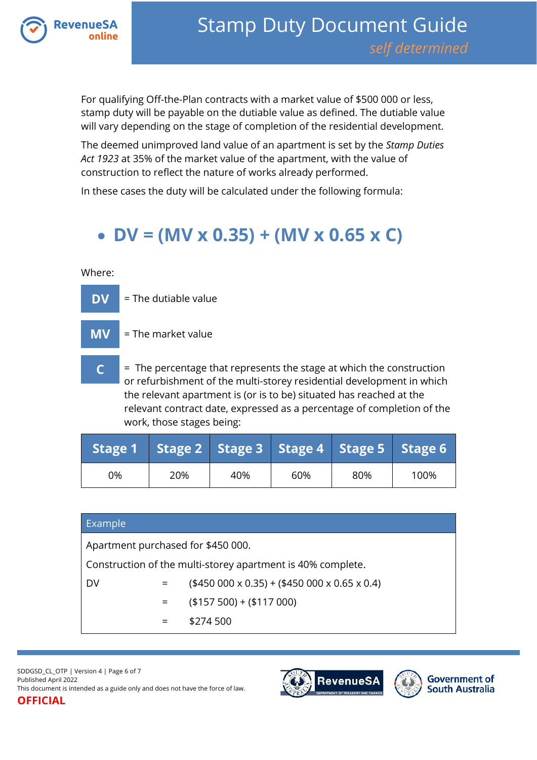For qualifying Off-the-Plan contracts with a market value of $500 000 or less, stamp duty will be payable on the dutiable value as defined. The dutiable value will vary depending on the stage of completion of the residential development.

The deemed unimproved land value of an apartment is set by the *Stamp Duties Act 1923* at 35% of the market value of the apartment, with the value of construction to reflect the nature of works already performed.

In these cases the duty will be calculated under the following formula:

- **DV = (MV x 0.35) + (MV x 0.65 x C)**

Where:

**DV** = The dutiable value

**MV** = The market value

**C** = The percentage that represents the stage at which the construction or refurbishment of the multi-storey residential development in which the relevant apartment is (or is to be) situated has reached at the relevant contract date, expressed as a percentage of completion of the work, those stages being:

| Stage 1 | Stage 2 | Stage 3 | Stage 4 | Stage 5 | Stage 6 |
|---|---|---|---|---|---|
| 0% | 20% | 40% | 60% | 80% | 100% |

| Example | | |
|---|---|---|
| Apartment purchased for $450 000. | | |
| Construction of the multi-storey apartment is 40% complete. | | |
| DV | = | ($450 000 x 0.35) + ($450 000 x 0.65 x 0.4) |
| | = | ($157 500) + ($117 000) |
| | = | $274 500 |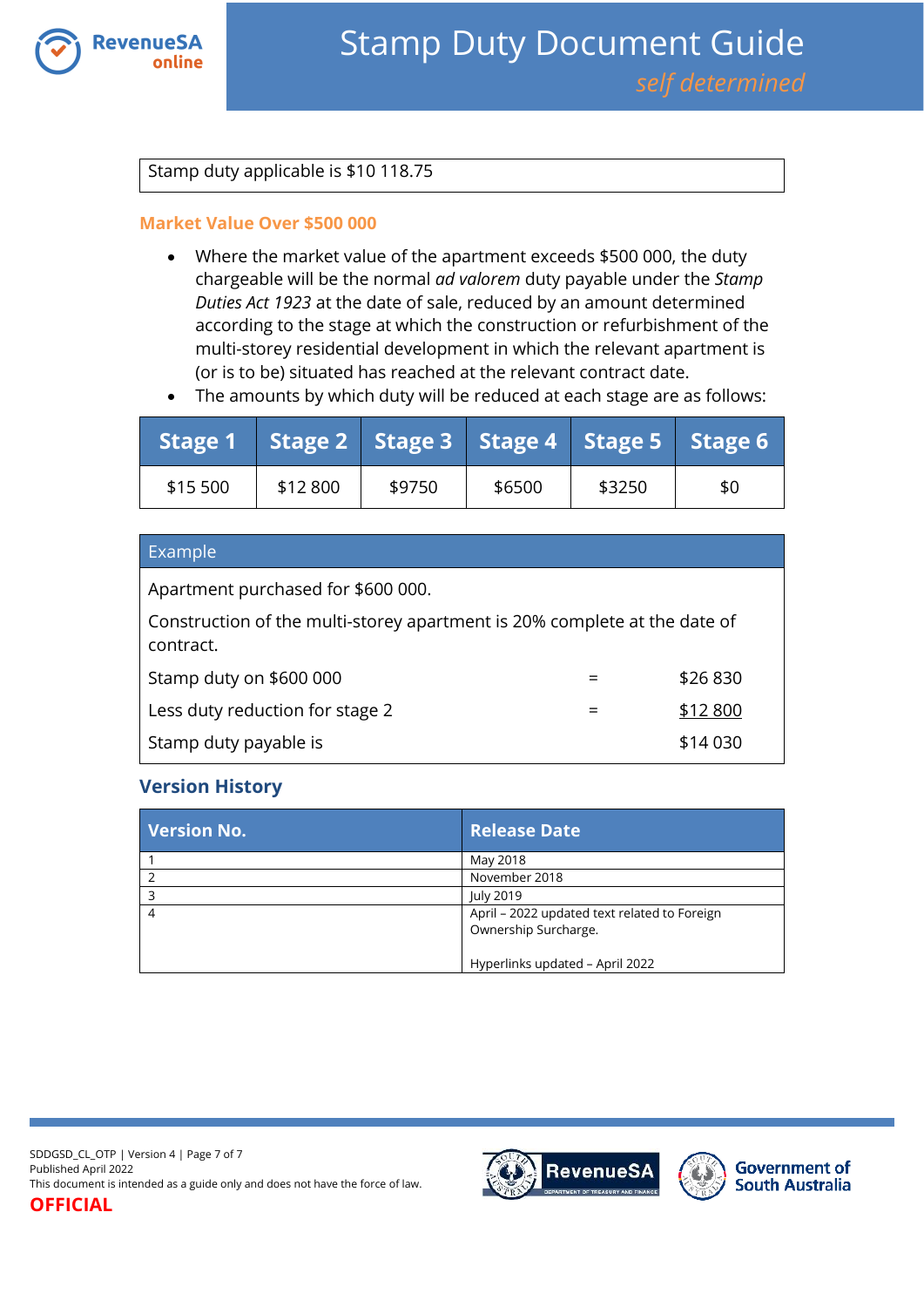| Stamp duty applicable is $10 118.75 |
|---|

### Market Value Over $500 000

- Where the market value of the apartment exceeds $500 000, the duty chargeable will be the normal *ad valorem* duty payable under the *Stamp Duties Act 1923* at the date of sale, reduced by an amount determined according to the stage at which the construction or refurbishment of the multi-storey residential development in which the relevant apartment is (or is to be) situated has reached at the relevant contract date.
- The amounts by which duty will be reduced at each stage are as follows:

| Stage 1 | Stage 2 | Stage 3 | Stage 4 | Stage 5 | Stage 6 |
|---|---|---|---|---|---|
| $15 500 | $12 800 | $9750 | $6500 | $3250 | $0 |

| Example | | |
|---|---|---|
| Apartment purchased for $600 000. | | |
| Construction of the multi-storey apartment is 20% complete at the date of contract. | | |
| Stamp duty on $600 000 | = | $26 830 |
| Less duty reduction for stage 2 | = | $12 800 |
| Stamp duty payable is | | $14 030 |

### Version History

| Version No. | Release Date |
|---|---|
| 1 | May 2018 |
| 2 | November 2018 |
| 3 | July 2019 |
| 4 | April – 2022 updated text related to Foreign Ownership Surcharge.<br><br>Hyperlinks updated – April 2022 |

SDDGSD_CL_OTP | Version 4
Published April 2022
This document is intended as a guide only and does not have the force of law.
OFFICIAL